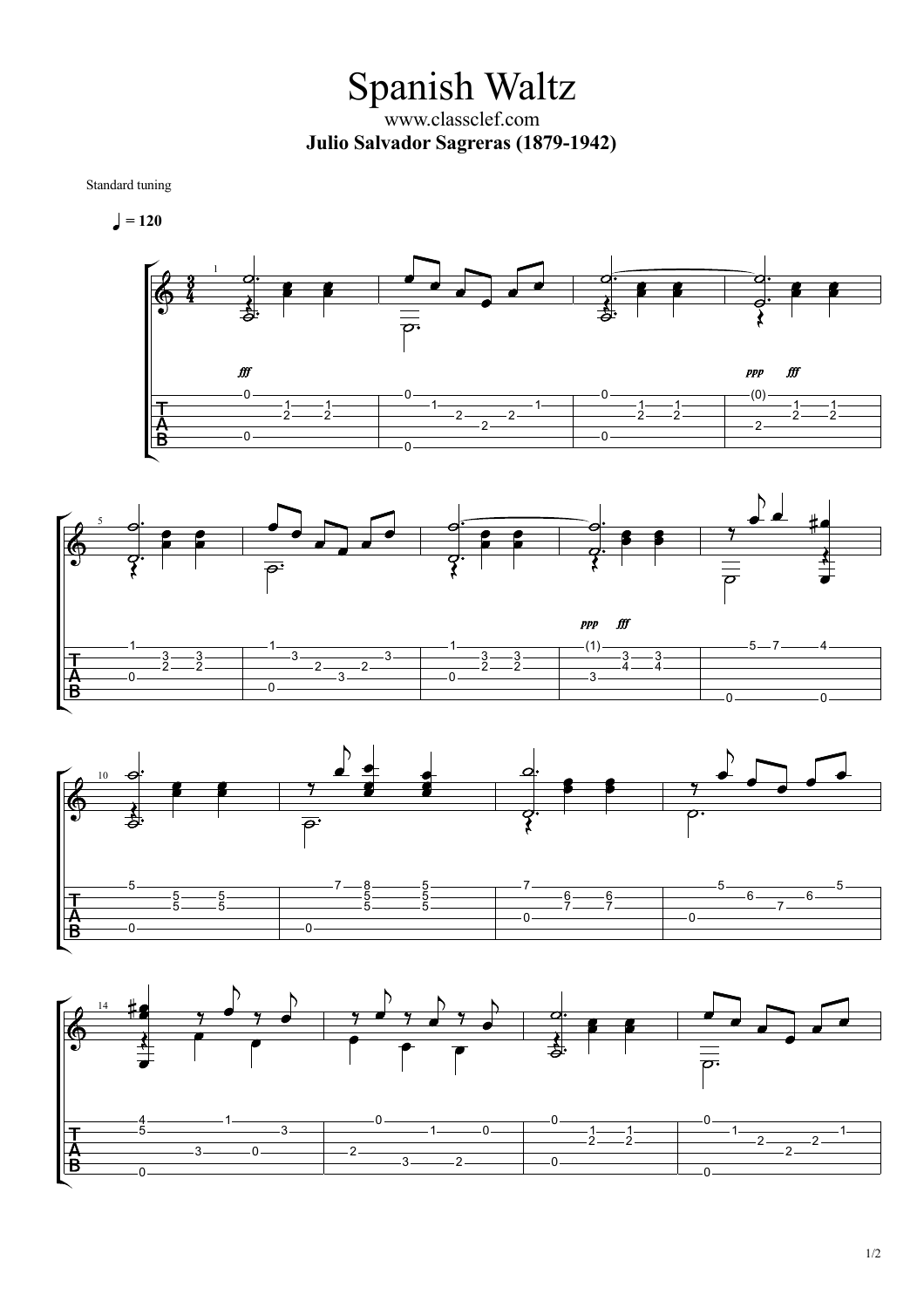# Spanish Waltz

www.classclef.com

**Julio Salvador Sagreras (1879-1942)**

Standard tuning

♩ = 120